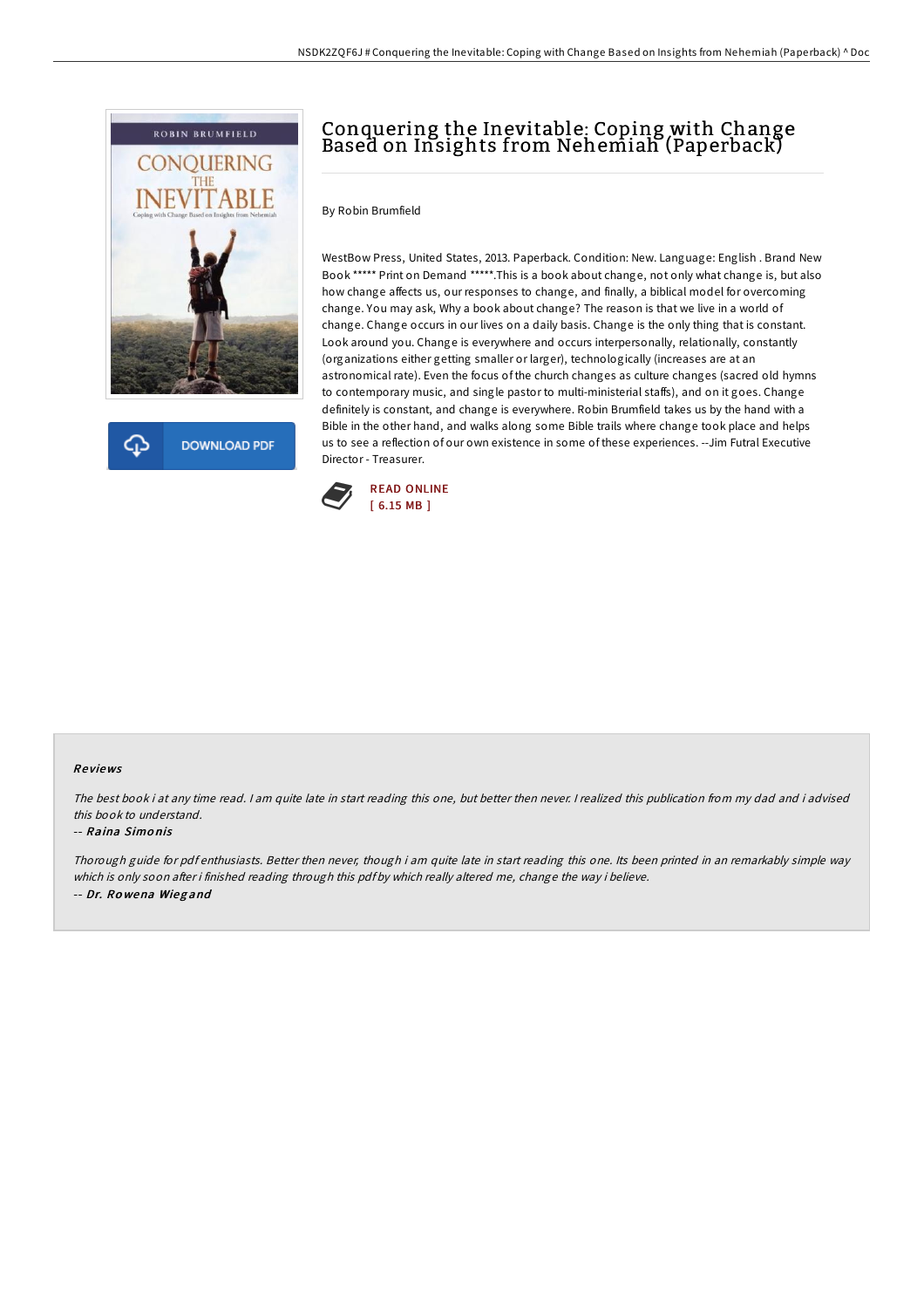# Conquering the Inevitable: Coping with Change Based on Insights from Nehemiah (Paperback)

By Robin Brumfield

WestBow Press, United States, 2013. Paperback. Condition: New. Language: English . Brand New Book ***** Print on Demand *****.This is a book about change, not only what change is, but also how change affects us, our responses to change, and finally, a biblical model for overcoming change. You may ask, Why a book about change? The reason is that we live in a world of change. Change occurs in our lives on a daily basis. Change is the only thing that is constant. Look around you. Change is everywhere and occurs interpersonally, relationally, constantly (organizations either getting smaller or larger), technologically (increases are at an astronomical rate). Even the focus of the church changes as culture changes (sacred old hymns to contemporary music, and single pastor to multi-ministerial staffs), and on it goes. Change definitely is constant, and change is everywhere. Robin Brumfield takes us by the hand with a Bible in the other hand, and walks along some Bible trails where change took place and helps us to see a reflection of our own existence in some of these experiences. --Jim Futral Executive Director - Treasurer.

DOWNLOAD PDF

READ ONLINE
[ 6.15 MB ]

## Reviews

*The best book i at any time read. I am quite late in start reading this one, but better then never. I realized this publication from my dad and i advised this book to understand.*

-- ***Raina Simonis***

*Thorough guide for pdf enthusiasts. Better then never, though i am quite late in start reading this one. Its been printed in an remarkably simple way which is only soon after i finished reading through this pdf by which really altered me, change the way i believe.*

-- ***Dr. Rowena Wiegand***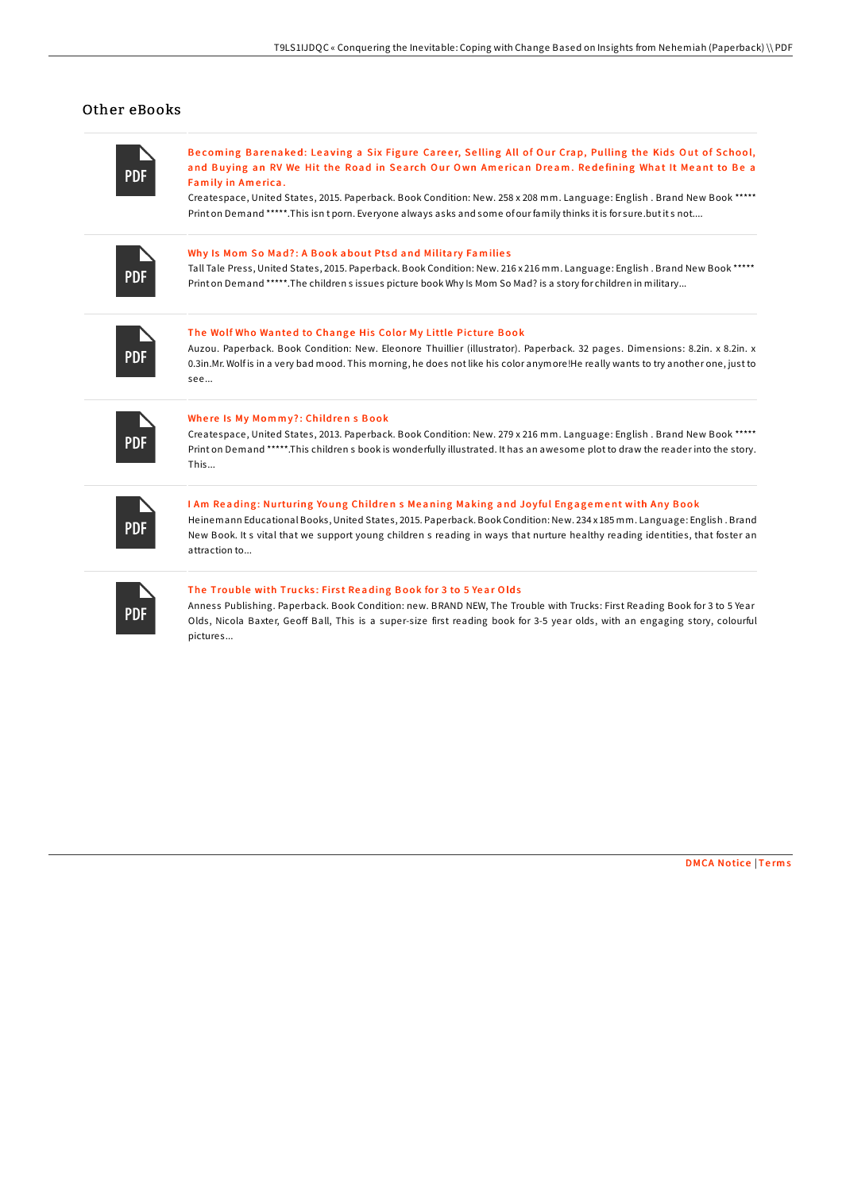## Other eBooks

**Becoming Barenaked: Leaving a Six Figure Career, Selling All of Our Crap, Pulling the Kids Out of School, and Buying an RV We Hit the Road in Search Our Own American Dream. Redefining What It Meant to Be a Family in America.**

Createspace, United States, 2015. Paperback. Book Condition: New. 258 x 208 mm. Language: English . Brand New Book ***** Print on Demand *****.This isn t porn. Everyone always asks and some of our family thinks it is for sure.but it s not....

**Why Is Mom So Mad?: A Book about Ptsd and Military Families**

Tall Tale Press, United States, 2015. Paperback. Book Condition: New. 216 x 216 mm. Language: English . Brand New Book ***** Print on Demand *****.The children s issues picture book Why Is Mom So Mad? is a story for children in military...

**The Wolf Who Wanted to Change His Color My Little Picture Book**

Auzou. Paperback. Book Condition: New. Eleonore Thuillier (illustrator). Paperback. 32 pages. Dimensions: 8.2in. x 8.2in. x 0.3in.Mr. Wolf is in a very bad mood. This morning, he does not like his color anymore!He really wants to try another one, just to see...

**Where Is My Mommy?: Children s Book**

Createspace, United States, 2013. Paperback. Book Condition: New. 279 x 216 mm. Language: English . Brand New Book ***** Print on Demand *****.This children s book is wonderfully illustrated. It has an awesome plot to draw the reader into the story. This...

**I Am Reading: Nurturing Young Children s Meaning Making and Joyful Engagement with Any Book**

Heinemann Educational Books, United States, 2015. Paperback. Book Condition: New. 234 x 185 mm. Language: English . Brand New Book. It s vital that we support young children s reading in ways that nurture healthy reading identities, that foster an attraction to...

**The Trouble with Trucks: First Reading Book for 3 to 5 Year Olds**

Anness Publishing. Paperback. Book Condition: new. BRAND NEW, The Trouble with Trucks: First Reading Book for 3 to 5 Year Olds, Nicola Baxter, Geoff Ball, This is a super-size first reading book for 3-5 year olds, with an engaging story, colourful pictures...

DMCA Notice | Terms